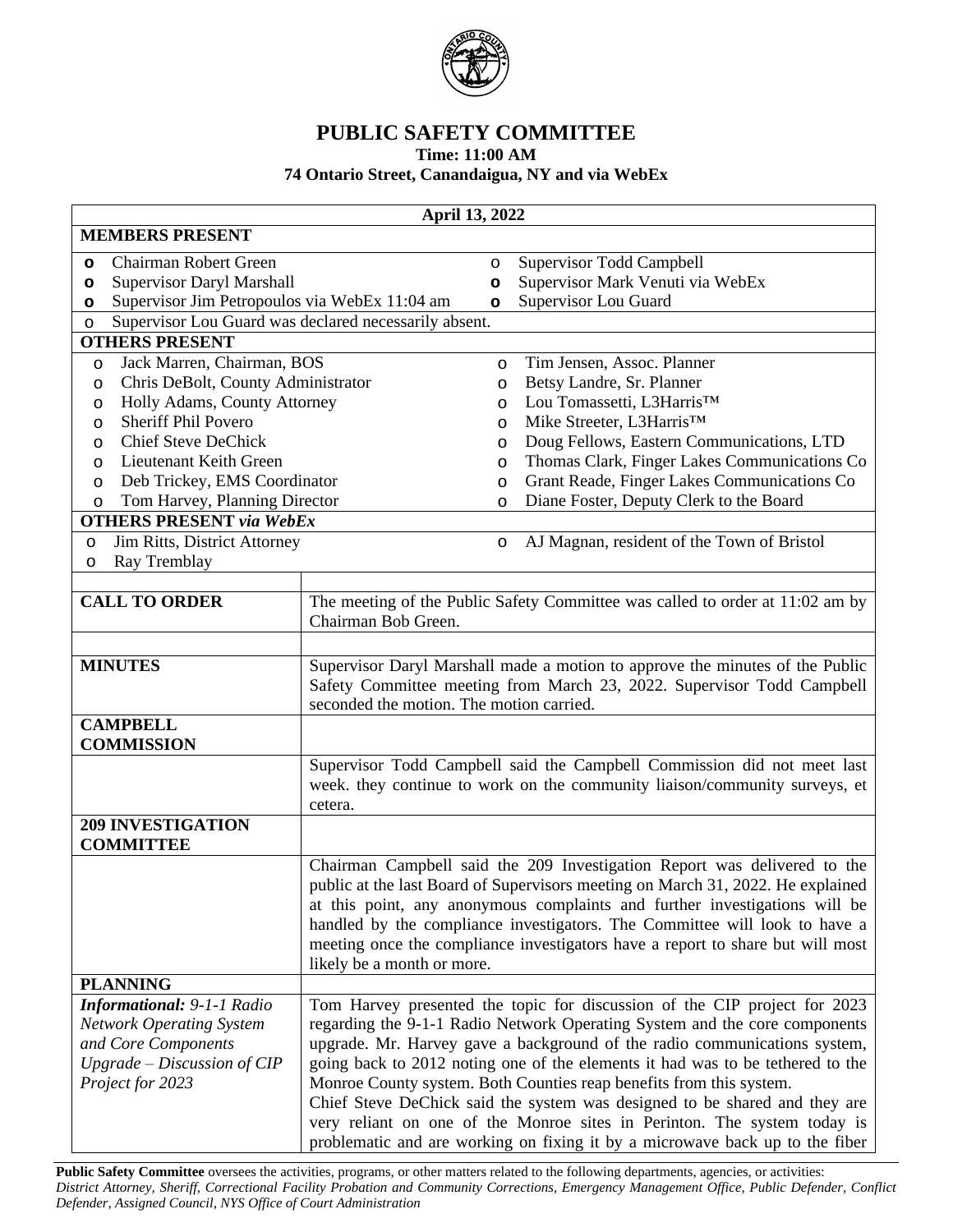# PUBLIC SAFETY COMMITTEE

**Time: 11:00 AM**

**74 Ontario Street, Canandaigua, NY and via WebEx**

**April 13, 2022**

**MEMBERS PRESENT**

- Chairman Robert Green
- Supervisor Daryl Marshall
- Supervisor Jim Petropoulos via WebEx 11:04 am
- Supervisor Todd Campbell
- Supervisor Mark Venuti via WebEx
- Supervisor Lou Guard
- Supervisor Lou Guard was declared necessarily absent.

**OTHERS PRESENT**

- Jack Marren, Chairman, BOS
- Chris DeBolt, County Administrator
- Holly Adams, County Attorney
- Sheriff Phil Povero
- Chief Steve DeChick
- Lieutenant Keith Green
- Deb Trickey, EMS Coordinator
- Tom Harvey, Planning Director
- Tim Jensen, Assoc. Planner
- Betsy Landre, Sr. Planner
- Lou Tomassetti, L3Harris™
- Mike Streeter, L3Harris™
- Doug Fellows, Eastern Communications, LTD
- Thomas Clark, Finger Lakes Communications Co
- Grant Reade, Finger Lakes Communications Co
- Diane Foster, Deputy Clerk to the Board

**OTHERS PRESENT *via WebEx***

- Jim Ritts, District Attorney
- Ray Tremblay
- AJ Magnan, resident of the Town of Bristol

| | |
|---|---|
| **CALL TO ORDER** | The meeting of the Public Safety Committee was called to order at 11:02 am by Chairman Bob Green. |
| **MINUTES** | Supervisor Daryl Marshall made a motion to approve the minutes of the Public Safety Committee meeting from March 23, 2022. Supervisor Todd Campbell seconded the motion. The motion carried. |
| **CAMPBELL COMMISSION** | |
| | Supervisor Todd Campbell said the Campbell Commission did not meet last week. they continue to work on the community liaison/community surveys, et cetera. |
| **209 INVESTIGATION COMMITTEE** | |
| | Chairman Campbell said the 209 Investigation Report was delivered to the public at the last Board of Supervisors meeting on March 31, 2022. He explained at this point, any anonymous complaints and further investigations will be handled by the compliance investigators. The Committee will look to have a meeting once the compliance investigators have a report to share but will most likely be a month or more. |
| **PLANNING** | |
| ***Informational:*** *9-1-1 Radio Network Operating System and Core Components Upgrade – Discussion of CIP Project for 2023* | Tom Harvey presented the topic for discussion of the CIP project for 2023 regarding the 9-1-1 Radio Network Operating System and the core components upgrade. Mr. Harvey gave a background of the radio communications system, going back to 2012 noting one of the elements it had was to be tethered to the Monroe County system. Both Counties reap benefits from this system.<br>Chief Steve DeChick said the system was designed to be shared and they are very reliant on one of the Monroe sites in Perinton. The system today is problematic and are working on fixing it by a microwave back up to the fiber |

**Public Safety Committee** oversees the activities, programs, or other matters related to the following departments, agencies, or activities: *District Attorney, Sheriff, Correctional Facility Probation and Community Corrections, Emergency Management Office, Public Defender, Conflict Defender, Assigned Council, NYS Office of Court Administration*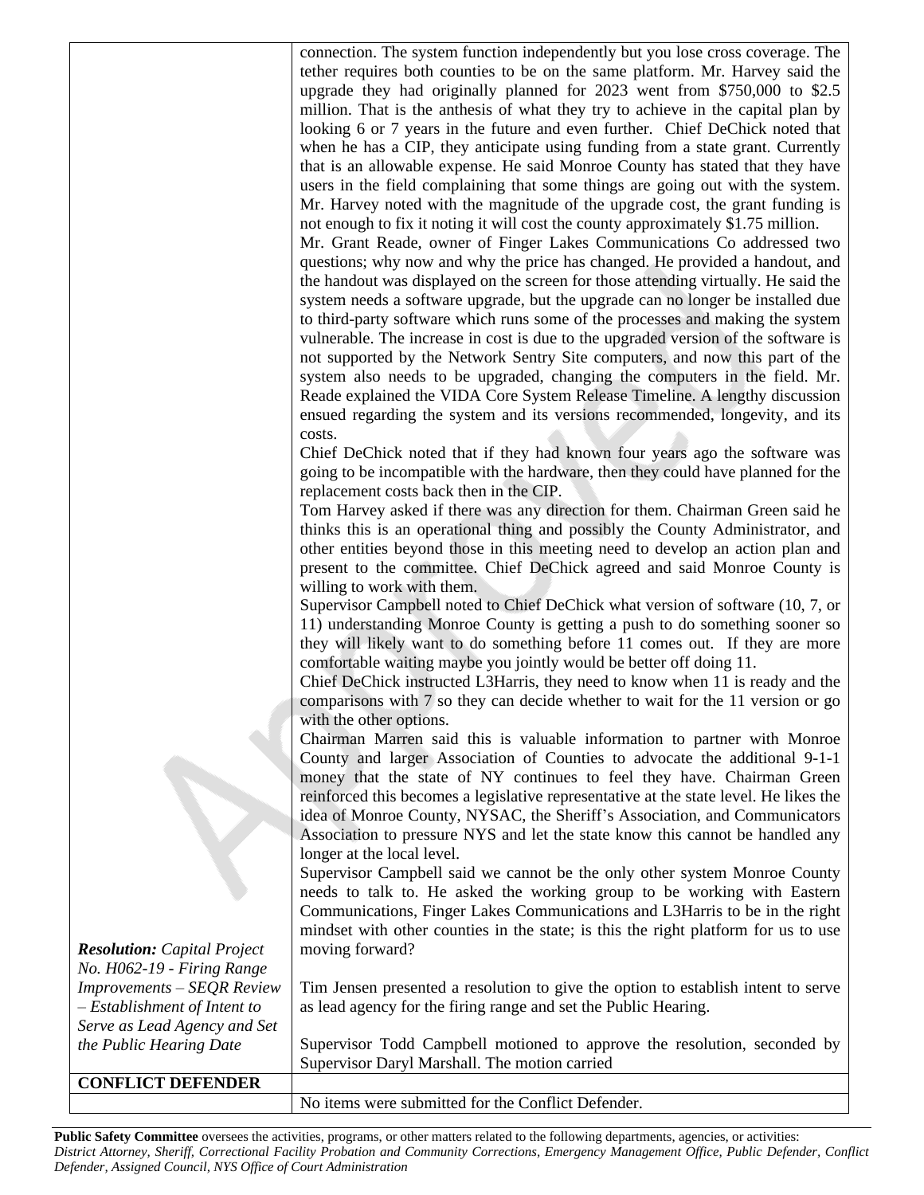| | |
|---|---|
| | connection. The system function independently but you lose cross coverage. The tether requires both counties to be on the same platform. Mr. Harvey said the upgrade they had originally planned for 2023 went from $750,000 to $2.5 million. That is the anthesis of what they try to achieve in the capital plan by looking 6 or 7 years in the future and even further. Chief DeChick noted that when he has a CIP, they anticipate using funding from a state grant. Currently that is an allowable expense. He said Monroe County has stated that they have users in the field complaining that some things are going out with the system. Mr. Harvey noted with the magnitude of the upgrade cost, the grant funding is not enough to fix it noting it will cost the county approximately $1.75 million.<br>Mr. Grant Reade, owner of Finger Lakes Communications Co addressed two questions; why now and why the price has changed. He provided a handout, and the handout was displayed on the screen for those attending virtually. He said the system needs a software upgrade, but the upgrade can no longer be installed due to third-party software which runs some of the processes and making the system vulnerable. The increase in cost is due to the upgraded version of the software is not supported by the Network Sentry Site computers, and now this part of the system also needs to be upgraded, changing the computers in the field. Mr. Reade explained the VIDA Core System Release Timeline. A lengthy discussion ensued regarding the system and its versions recommended, longevity, and its costs.<br>Chief DeChick noted that if they had known four years ago the software was going to be incompatible with the hardware, then they could have planned for the replacement costs back then in the CIP.<br>Tom Harvey asked if there was any direction for them. Chairman Green said he thinks this is an operational thing and possibly the County Administrator, and other entities beyond those in this meeting need to develop an action plan and present to the committee. Chief DeChick agreed and said Monroe County is willing to work with them.<br>Supervisor Campbell noted to Chief DeChick what version of software (10, 7, or 11) understanding Monroe County is getting a push to do something sooner so they will likely want to do something before 11 comes out. If they are more comfortable waiting maybe you jointly would be better off doing 11.<br>Chief DeChick instructed L3Harris, they need to know when 11 is ready and the comparisons with 7 so they can decide whether to wait for the 11 version or go with the other options.<br>Chairman Marren said this is valuable information to partner with Monroe County and larger Association of Counties to advocate the additional 9-1-1 money that the state of NY continues to feel they have. Chairman Green reinforced this becomes a legislative representative at the state level. He likes the idea of Monroe County, NYSAC, the Sheriff's Association, and Communicators Association to pressure NYS and let the state know this cannot be handled any longer at the local level.<br>Supervisor Campbell said we cannot be the only other system Monroe County needs to talk to. He asked the working group to be working with Eastern Communications, Finger Lakes Communications and L3Harris to be in the right mindset with other counties in the state; is this the right platform for us to use moving forward? |
| ***Resolution:** Capital Project No. H062-19 - Firing Range Improvements – SEQR Review – Establishment of Intent to Serve as Lead Agency and Set the Public Hearing Date* | Tim Jensen presented a resolution to give the option to establish intent to serve as lead agency for the firing range and set the Public Hearing.<br><br>Supervisor Todd Campbell motioned to approve the resolution, seconded by Supervisor Daryl Marshall. The motion carried |
| **CONFLICT DEFENDER** | |
| | No items were submitted for the Conflict Defender. |

**Public Safety Committee** oversees the activities, programs, or other matters related to the following departments, agencies, or activities: *District Attorney, Sheriff, Correctional Facility Probation and Community Corrections, Emergency Management Office, Public Defender, Conflict Defender, Assigned Council, NYS Office of Court Administration*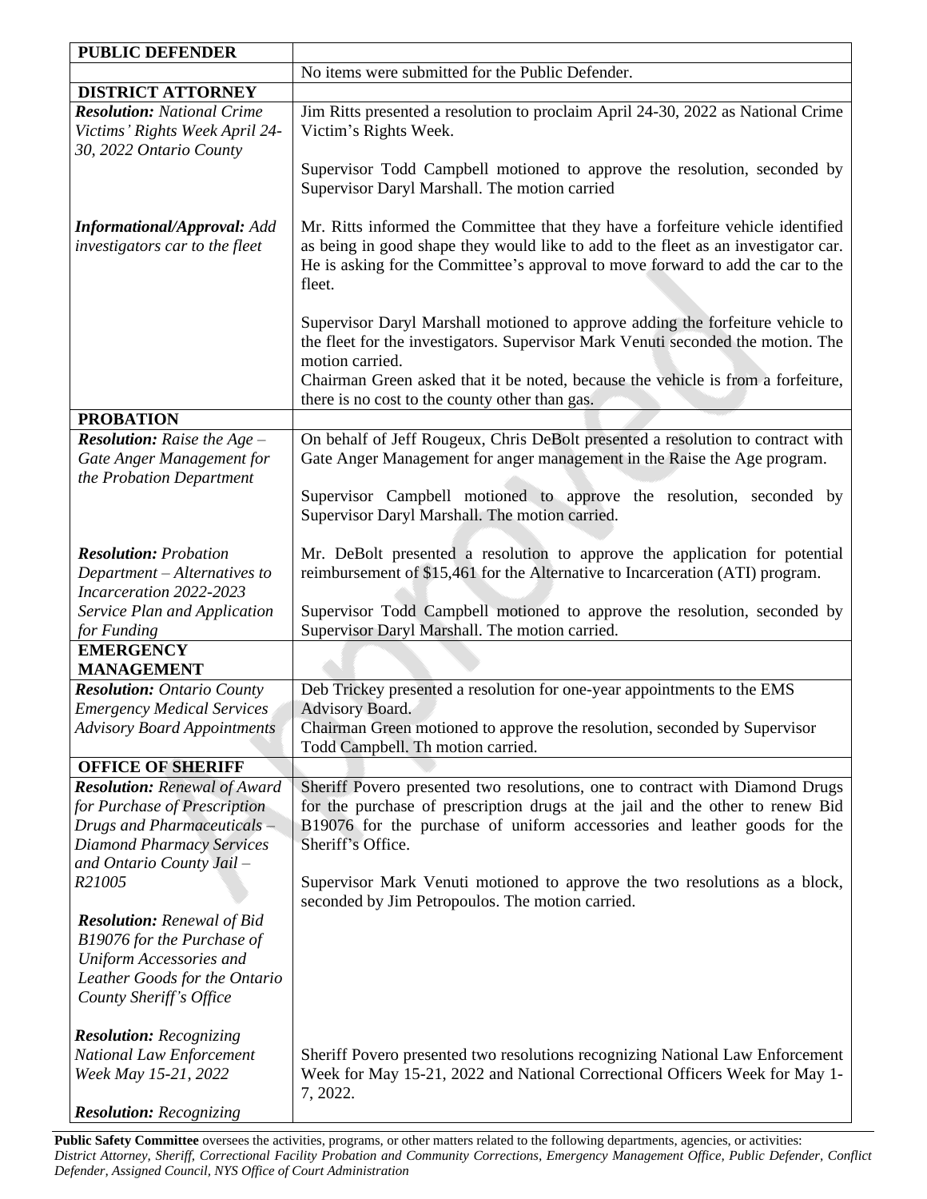| PUBLIC DEFENDER | |
|---|---|
| | No items were submitted for the Public Defender. |
| **DISTRICT ATTORNEY** | |
| ***Resolution:*** *National Crime Victims' Rights Week April 24-30, 2022 Ontario County* | Jim Ritts presented a resolution to proclaim April 24-30, 2022 as National Crime Victim's Rights Week.<br><br>Supervisor Todd Campbell motioned to approve the resolution, seconded by Supervisor Daryl Marshall. The motion carried |
| ***Informational/Approval:*** *Add investigators car to the fleet* | Mr. Ritts informed the Committee that they have a forfeiture vehicle identified as being in good shape they would like to add to the fleet as an investigator car. He is asking for the Committee's approval to move forward to add the car to the fleet.<br><br>Supervisor Daryl Marshall motioned to approve adding the forfeiture vehicle to the fleet for the investigators. Supervisor Mark Venuti seconded the motion. The motion carried.<br>Chairman Green asked that it be noted, because the vehicle is from a forfeiture, there is no cost to the county other than gas. |
| **PROBATION** | |
| ***Resolution:*** *Raise the Age – Gate Anger Management for the Probation Department* | On behalf of Jeff Rougeux, Chris DeBolt presented a resolution to contract with Gate Anger Management for anger management in the Raise the Age program.<br><br>Supervisor Campbell motioned to approve the resolution, seconded by Supervisor Daryl Marshall. The motion carried. |
| ***Resolution:*** *Probation Department – Alternatives to Incarceration 2022-2023 Service Plan and Application for Funding* | Mr. DeBolt presented a resolution to approve the application for potential reimbursement of $15,461 for the Alternative to Incarceration (ATI) program.<br><br>Supervisor Todd Campbell motioned to approve the resolution, seconded by Supervisor Daryl Marshall. The motion carried. |
| **EMERGENCY MANAGEMENT** | |
| ***Resolution:*** *Ontario County Emergency Medical Services Advisory Board Appointments* | Deb Trickey presented a resolution for one-year appointments to the EMS Advisory Board.<br>Chairman Green motioned to approve the resolution, seconded by Supervisor Todd Campbell. Th motion carried. |
| **OFFICE OF SHERIFF** | |
| ***Resolution:*** *Renewal of Award for Purchase of Prescription Drugs and Pharmaceuticals – Diamond Pharmacy Services and Ontario County Jail – R21005*<br><br>***Resolution:*** *Renewal of Bid B19076 for the Purchase of Uniform Accessories and Leather Goods for the Ontario County Sheriff's Office* | Sheriff Povero presented two resolutions, one to contract with Diamond Drugs for the purchase of prescription drugs at the jail and the other to renew Bid B19076 for the purchase of uniform accessories and leather goods for the Sheriff's Office.<br><br>Supervisor Mark Venuti motioned to approve the two resolutions as a block, seconded by Jim Petropoulos. The motion carried. |
| ***Resolution:*** *Recognizing National Law Enforcement Week May 15-21, 2022*<br><br>***Resolution:*** *Recognizing* | Sheriff Povero presented two resolutions recognizing National Law Enforcement Week for May 15-21, 2022 and National Correctional Officers Week for May 1-7, 2022. |

**Public Safety Committee** oversees the activities, programs, or other matters related to the following departments, agencies, or activities: *District Attorney, Sheriff, Correctional Facility Probation and Community Corrections, Emergency Management Office, Public Defender, Conflict Defender, Assigned Council, NYS Office of Court Administration*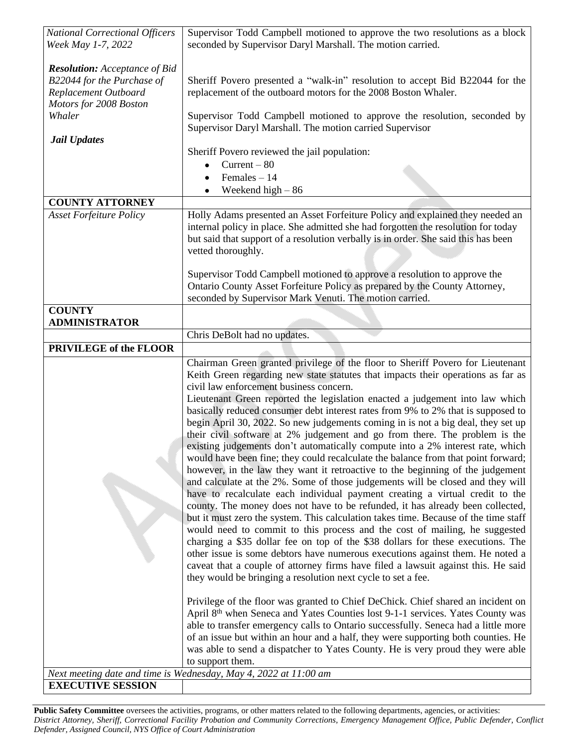| | |
|---|---|
| *National Correctional Officers Week May 1-7, 2022* | Supervisor Todd Campbell motioned to approve the two resolutions as a block seconded by Supervisor Daryl Marshall. The motion carried. |
| ***Resolution:** Acceptance of Bid B22044 for the Purchase of Replacement Outboard Motors for 2008 Boston Whaler* | Sheriff Povero presented a "walk-in" resolution to accept Bid B22044 for the replacement of the outboard motors for the 2008 Boston Whaler.<br><br>Supervisor Todd Campbell motioned to approve the resolution, seconded by Supervisor Daryl Marshall. The motion carried Supervisor |
| ***Jail Updates*** | Sheriff Povero reviewed the jail population:<br>• Current – 80<br>• Females – 14<br>• Weekend high – 86 |
| **COUNTY ATTORNEY** | |
| *Asset Forfeiture Policy* | Holly Adams presented an Asset Forfeiture Policy and explained they needed an internal policy in place. She admitted she had forgotten the resolution for today but said that support of a resolution verbally is in order. She said this has been vetted thoroughly.<br><br>Supervisor Todd Campbell motioned to approve a resolution to approve the Ontario County Asset Forfeiture Policy as prepared by the County Attorney, seconded by Supervisor Mark Venuti. The motion carried. |
| **COUNTY ADMINISTRATOR** | |
| | Chris DeBolt had no updates. |
| **PRIVILEGE of the FLOOR** | |
| | Chairman Green granted privilege of the floor to Sheriff Povero for Lieutenant Keith Green regarding new state statutes that impacts their operations as far as civil law enforcement business concern.<br>Lieutenant Green reported the legislation enacted a judgement into law which basically reduced consumer debt interest rates from 9% to 2% that is supposed to begin April 30, 2022. So new judgements coming in is not a big deal, they set up their civil software at 2% judgement and go from there. The problem is the existing judgements don't automatically compute into a 2% interest rate, which would have been fine; they could recalculate the balance from that point forward; however, in the law they want it retroactive to the beginning of the judgement and calculate at the 2%. Some of those judgements will be closed and they will have to recalculate each individual payment creating a virtual credit to the county. The money does not have to be refunded, it has already been collected, but it must zero the system. This calculation takes time. Because of the time staff would need to commit to this process and the cost of mailing, he suggested charging a $35 dollar fee on top of the $38 dollars for these executions. The other issue is some debtors have numerous executions against them. He noted a caveat that a couple of attorney firms have filed a lawsuit against this. He said they would be bringing a resolution next cycle to set a fee.<br><br>Privilege of the floor was granted to Chief DeChick. Chief shared an incident on April 8th when Seneca and Yates Counties lost 9-1-1 services. Yates County was able to transfer emergency calls to Ontario successfully. Seneca had a little more of an issue but within an hour and a half, they were supporting both counties. He was able to send a dispatcher to Yates County. He is very proud they were able to support them. |
| *Next meeting date and time is Wednesday, May 4, 2022 at 11:00 am* | |
| **EXECUTIVE SESSION** | |

**Public Safety Committee** oversees the activities, programs, or other matters related to the following departments, agencies, or activities: *District Attorney, Sheriff, Correctional Facility Probation and Community Corrections, Emergency Management Office, Public Defender, Conflict Defender, Assigned Council, NYS Office of Court Administration*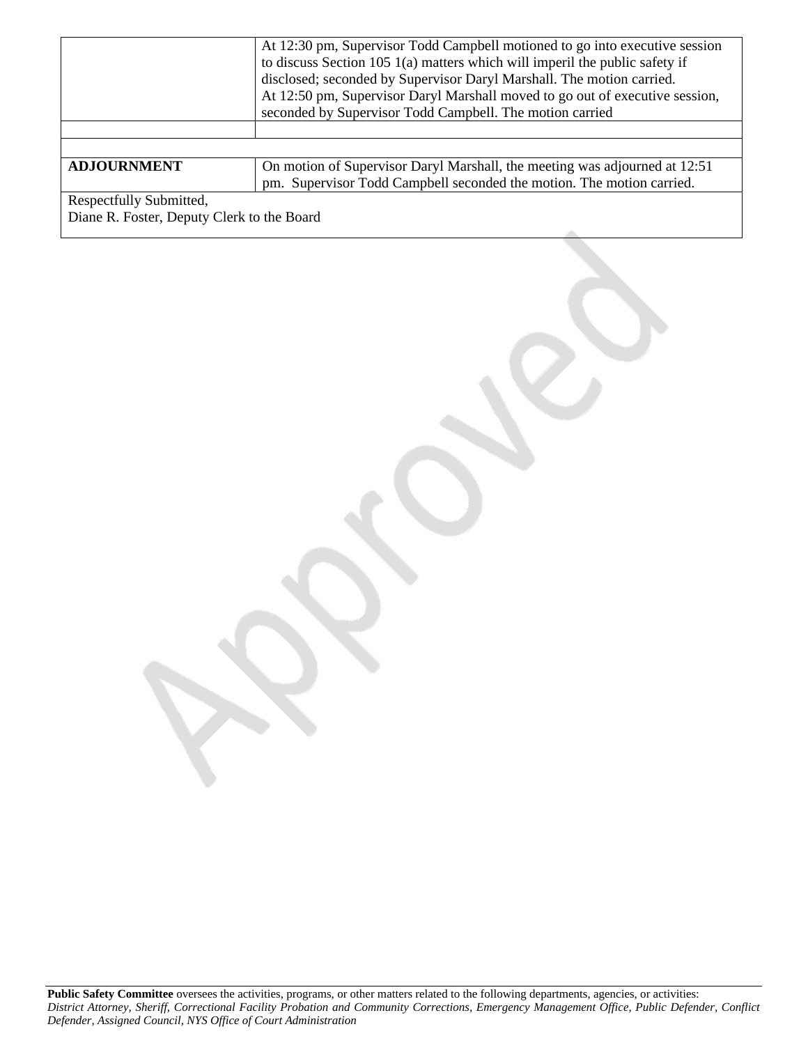| | |
|---|---|
| | At 12:30 pm, Supervisor Todd Campbell motioned to go into executive session to discuss Section 105 1(a) matters which will imperil the public safety if disclosed; seconded by Supervisor Daryl Marshall. The motion carried. At 12:50 pm, Supervisor Daryl Marshall moved to go out of executive session, seconded by Supervisor Todd Campbell. The motion carried |
| | |
| | |
| **ADJOURNMENT** | On motion of Supervisor Daryl Marshall, the meeting was adjourned at 12:51 pm. Supervisor Todd Campbell seconded the motion. The motion carried. |

Respectfully Submitted,
Diane R. Foster, Deputy Clerk to the Board

Approved

**Public Safety Committee** oversees the activities, programs, or other matters related to the following departments, agencies, or activities: *District Attorney, Sheriff, Correctional Facility Probation and Community Corrections, Emergency Management Office, Public Defender, Conflict Defender, Assigned Council, NYS Office of Court Administration*